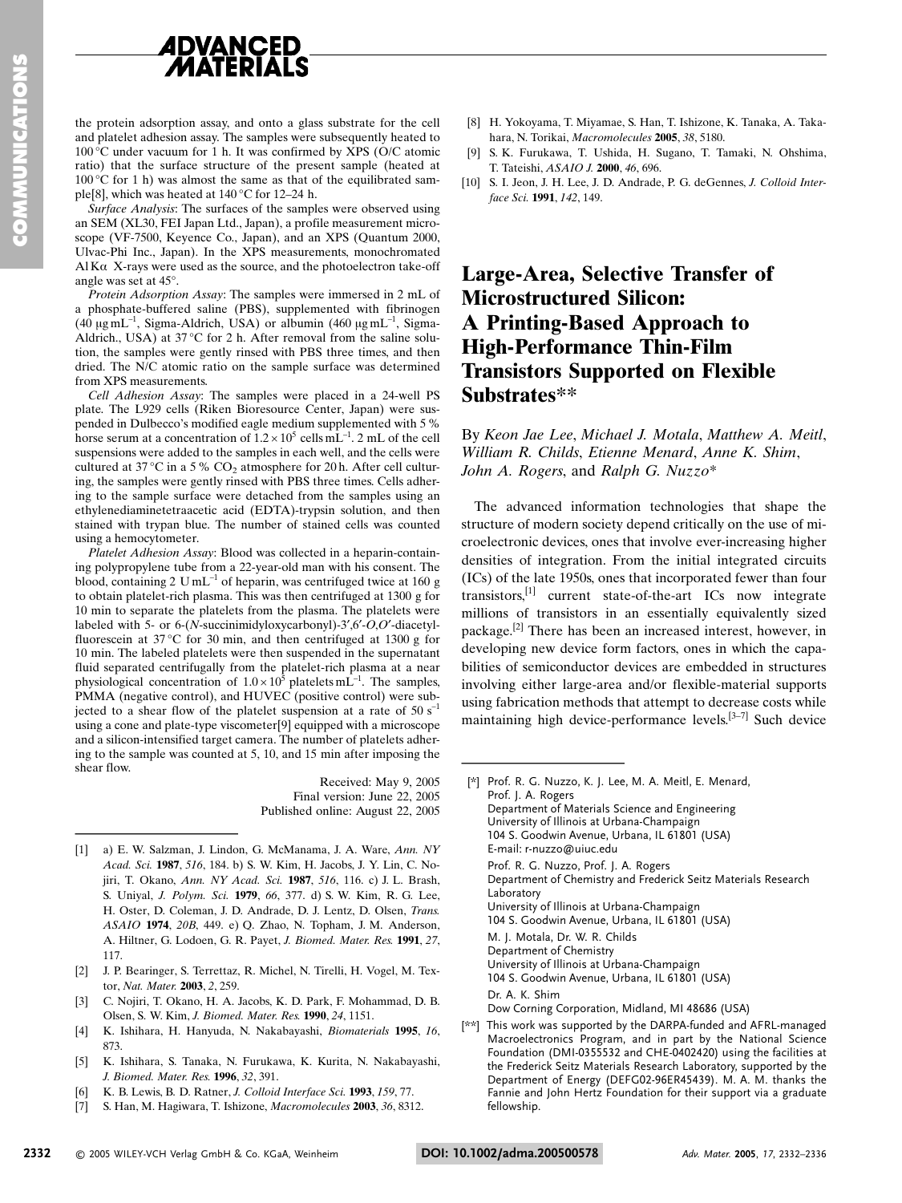the protein adsorption assay, and onto a glass substrate for the cell and platelet adhesion assay. The samples were subsequently heated to 100 °C under vacuum for 1 h. It was confirmed by XPS (O/C atomic ratio) that the surface structure of the present sample (heated at 100 °C for 1 h) was almost the same as that of the equilibrated sample[8], which was heated at 140 °C for 12–24 h.

*Surface Analysis*: The surfaces of the samples were observed using an SEM (XL30, FEI Japan Ltd., Japan), a profile measurement microscope (VF-7500, Keyence Co., Japan), and an XPS (Quantum 2000, Ulvac-Phi Inc., Japan). In the XPS measurements, monochromated Al Kα X-rays were used as the source, and the photoelectron take-off angle was set at 45°.

*Protein Adsorption Assay*: The samples were immersed in 2 mL of a phosphate-buffered saline (PBS), supplemented with fibrinogen (40 μg mL$^{-1}$, Sigma-Aldrich, USA) or albumin (460 μg mL$^{-1}$, Sigma-Aldrich., USA) at 37 °C for 2 h. After removal from the saline solution, the samples were gently rinsed with PBS three times, and then dried. The N/C atomic ratio on the sample surface was determined from XPS measurements.

*Cell Adhesion Assay*: The samples were placed in a 24-well PS plate. The L929 cells (Riken Bioresource Center, Japan) were suspended in Dulbecco's modified eagle medium supplemented with 5 % horse serum at a concentration of $1.2 \times 10^5$ cells mL$^{-1}$. 2 mL of the cell suspensions were added to the samples in each well, and the cells were cultured at 37 °C in a 5 % $CO_2$ atmosphere for 20 h. After cell culturing, the samples were gently rinsed with PBS three times. Cells adhering to the sample surface were detached from the samples using an ethylenediaminetetraacetic acid (EDTA)-trypsin solution, and then stained with trypan blue. The number of stained cells was counted using a hemocytometer.

*Platelet Adhesion Assay*: Blood was collected in a heparin-containing polypropylene tube from a 22-year-old man with his consent. The blood, containing 2 U mL$^{-1}$ of heparin, was centrifuged twice at 160 g to obtain platelet-rich plasma. This was then centrifuged at 1300 g for 10 min to separate the platelets from the plasma. The platelets were labeled with 5- or 6-(*N*-succinimidyloxycarbonyl)-3′,6′-*O*,*O*′-diacetylfluorescein at 37 °C for 30 min, and then centrifuged at 1300 g for 10 min. The labeled platelets were then suspended in the supernatant fluid separated centrifugally from the platelet-rich plasma at a near physiological concentration of $1.0 \times 10^5$ platelets mL$^{-1}$. The samples, PMMA (negative control), and HUVEC (positive control) were subjected to a shear flow of the platelet suspension at a rate of 50 s$^{-1}$ using a cone and plate-type viscometer[9] equipped with a microscope and a silicon-intensified target camera. The number of platelets adhering to the sample was counted at 5, 10, and 15 min after imposing the shear flow.

Received: May 9, 2005
Final version: June 22, 2005
Published online: August 22, 2005

[1] a) E. W. Salzman, J. Lindon, G. McManama, J. A. Ware, *Ann. NY Acad. Sci.* **1987**, *516*, 184. b) S. W. Kim, H. Jacobs, J. Y. Lin, C. Nojiri, T. Okano, *Ann. NY Acad. Sci.* **1987**, *516*, 116. c) J. L. Brash, S. Uniyal, *J. Polym. Sci.* **1979**, *66*, 377. d) S. W. Kim, R. G. Lee, H. Oster, D. Coleman, J. D. Andrade, D. J. Lentz, D. Olsen, *Trans. ASAIO* **1974**, *20B*, 449. e) Q. Zhao, N. Topham, J. M. Anderson, A. Hiltner, G. Lodoen, G. R. Payet, *J. Biomed. Mater. Res.* **1991**, *27*, 117.

[2] J. P. Bearinger, S. Terrettaz, R. Michel, N. Tirelli, H. Vogel, M. Textor, *Nat. Mater.* **2003**, *2*, 259.

[3] C. Nojiri, T. Okano, H. A. Jacobs, K. D. Park, F. Mohammad, D. B. Olsen, S. W. Kim, *J. Biomed. Mater. Res.* **1990**, *24*, 1151.

[4] K. Ishihara, H. Hanyuda, N. Nakabayashi, *Biomaterials* **1995**, *16*, 873.

[5] K. Ishihara, S. Tanaka, N. Furukawa, K. Kurita, N. Nakabayashi, *J. Biomed. Mater. Res.* **1996**, *32*, 391.

[6] K. B. Lewis, B. D. Ratner, *J. Colloid Interface Sci.* **1993**, *159*, 77.

[7] S. Han, M. Hagiwara, T. Ishizone, *Macromolecules* **2003**, *36*, 8312.

[8] H. Yokoyama, T. Miyamae, S. Han, T. Ishizone, K. Tanaka, A. Takahara, N. Torikai, *Macromolecules* **2005**, *38*, 5180.

[9] S. K. Furukawa, T. Ushida, H. Sugano, T. Tamaki, N. Ohshima, T. Tateishi, *ASAIO J.* **2000**, *46*, 696.

[10] S. I. Jeon, J. H. Lee, J. D. Andrade, P. G. deGennes, *J. Colloid Interface Sci.* **1991**, *142*, 149.

# Large-Area, Selective Transfer of Microstructured Silicon: A Printing-Based Approach to High-Performance Thin-Film Transistors Supported on Flexible Substrates**

By *Keon Jae Lee*, *Michael J. Motala*, *Matthew A. Meitl*, *William R. Childs*, *Etienne Menard*, *Anne K. Shim*, *John A. Rogers*, and *Ralph G. Nuzzo**

The advanced information technologies that shape the structure of modern society depend critically on the use of microelectronic devices, ones that involve ever-increasing higher densities of integration. From the initial integrated circuits (ICs) of the late 1950s, ones that incorporated fewer than four transistors,[1] current state-of-the-art ICs now integrate millions of transistors in an essentially equivalently sized package.[2] There has been an increased interest, however, in developing new device form factors, ones in which the capabilities of semiconductor devices are embedded in structures involving either large-area and/or flexible-material supports using fabrication methods that attempt to decrease costs while maintaining high device-performance levels.[3–7] Such device

[*] Prof. R. G. Nuzzo, K. J. Lee, M. A. Meitl, E. Menard, Prof. J. A. Rogers
Department of Materials Science and Engineering
University of Illinois at Urbana-Champaign
104 S. Goodwin Avenue, Urbana, IL 61801 (USA)
E-mail: r-nuzzo@uiuc.edu

Prof. R. G. Nuzzo, Prof. J. A. Rogers
Department of Chemistry and Frederick Seitz Materials Research Laboratory
University of Illinois at Urbana-Champaign
104 S. Goodwin Avenue, Urbana, IL 61801 (USA)

M. J. Motala, Dr. W. R. Childs
Department of Chemistry
University of Illinois at Urbana-Champaign
104 S. Goodwin Avenue, Urbana, IL 61801 (USA)

Dr. A. K. Shim
Dow Corning Corporation, Midland, MI 48686 (USA)

[**] This work was supported by the DARPA-funded and AFRL-managed Macroelectronics Program, and in part by the National Science Foundation (DMI-0355532 and CHE-0402420) using the facilities at the Frederick Seitz Materials Research Laboratory, supported by the Department of Energy (DEFG02-96ER45439). M. A. M. thanks the Fannie and John Hertz Foundation for their support via a graduate fellowship.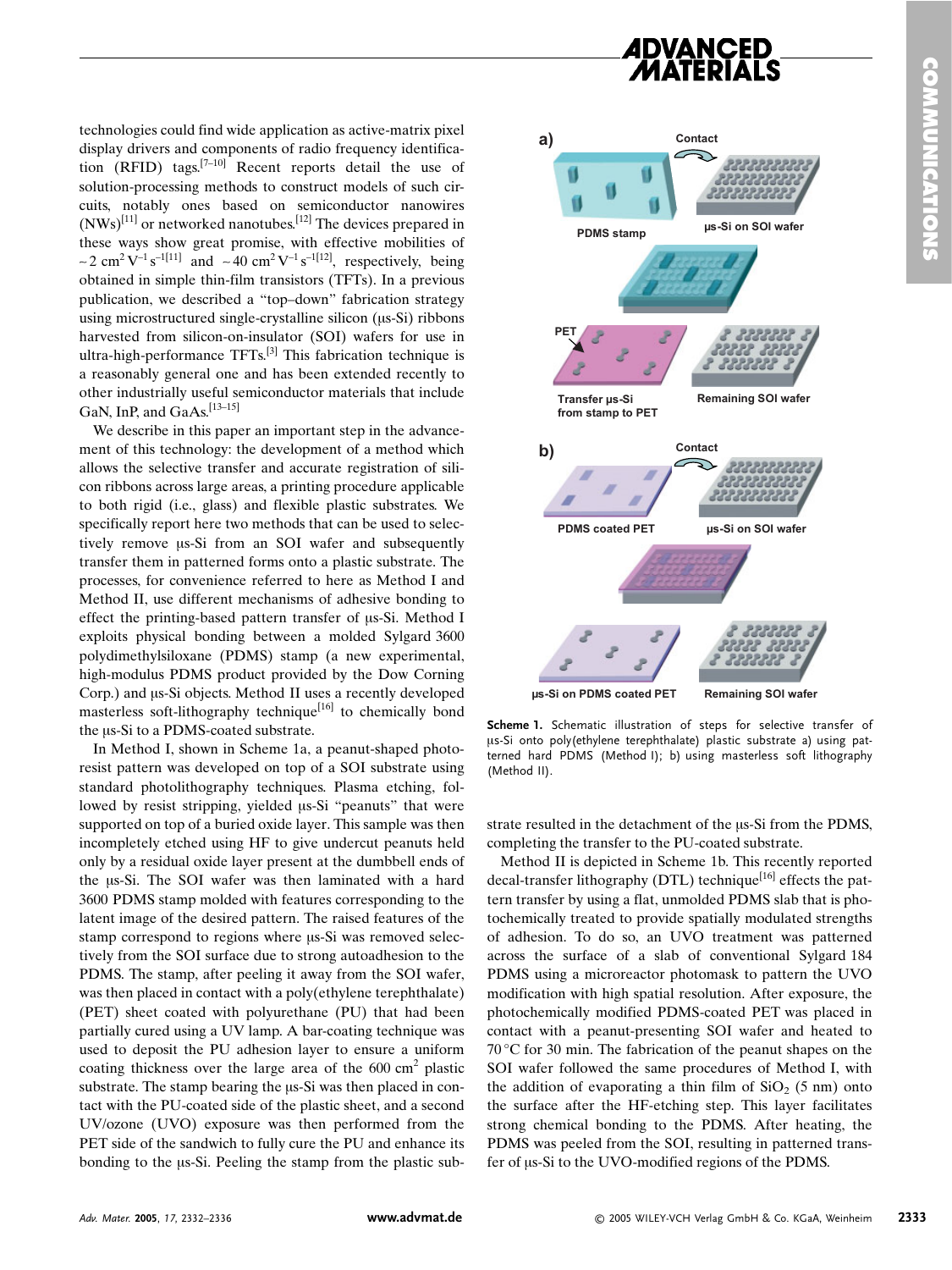technologies could find wide application as active-matrix pixel display drivers and components of radio frequency identification (RFID) tags.[7–10] Recent reports detail the use of solution-processing methods to construct models of such circuits, notably ones based on semiconductor nanowires (NWs)[11] or networked nanotubes.[12] The devices prepared in these ways show great promise, with effective mobilities of $\sim 2\ \mathrm{cm^2\,V^{-1}\,s^{-1}}$[11] and $\sim 40\ \mathrm{cm^2\,V^{-1}\,s^{-1}}$[12], respectively, being obtained in simple thin-film transistors (TFTs). In a previous publication, we described a "top–down" fabrication strategy using microstructured single-crystalline silicon (µs-Si) ribbons harvested from silicon-on-insulator (SOI) wafers for use in ultra-high-performance TFTs.[3] This fabrication technique is a reasonably general one and has been extended recently to other industrially useful semiconductor materials that include GaN, InP, and GaAs.[13–15]

We describe in this paper an important step in the advancement of this technology: the development of a method which allows the selective transfer and accurate registration of silicon ribbons across large areas, a printing procedure applicable to both rigid (i.e., glass) and flexible plastic substrates. We specifically report here two methods that can be used to selectively remove µs-Si from an SOI wafer and subsequently transfer them in patterned forms onto a plastic substrate. The processes, for convenience referred to here as Method I and Method II, use different mechanisms of adhesive bonding to effect the printing-based pattern transfer of µs-Si. Method I exploits physical bonding between a molded Sylgard 3600 polydimethylsiloxane (PDMS) stamp (a new experimental, high-modulus PDMS product provided by the Dow Corning Corp.) and µs-Si objects. Method II uses a recently developed masterless soft-lithography technique[16] to chemically bond the µs-Si to a PDMS-coated substrate.

In Method I, shown in Scheme 1a, a peanut-shaped photoresist pattern was developed on top of a SOI substrate using standard photolithography techniques. Plasma etching, followed by resist stripping, yielded µs-Si "peanuts" that were supported on top of a buried oxide layer. This sample was then incompletely etched using HF to give undercut peanuts held only by a residual oxide layer present at the dumbbell ends of the µs-Si. The SOI wafer was then laminated with a hard 3600 PDMS stamp molded with features corresponding to the latent image of the desired pattern. The raised features of the stamp correspond to regions where µs-Si was removed selectively from the SOI surface due to strong autoadhesion to the PDMS. The stamp, after peeling it away from the SOI wafer, was then placed in contact with a poly(ethylene terephthalate) (PET) sheet coated with polyurethane (PU) that had been partially cured using a UV lamp. A bar-coating technique was used to deposit the PU adhesion layer to ensure a uniform coating thickness over the large area of the 600 cm$^2$ plastic substrate. The stamp bearing the µs-Si was then placed in contact with the PU-coated side of the plastic sheet, and a second UV/ozone (UVO) exposure was then performed from the PET side of the sandwich to fully cure the PU and enhance its bonding to the µs-Si. Peeling the stamp from the plastic substrate resulted in the detachment of the µs-Si from the PDMS, completing the transfer to the PU-coated substrate.

**Scheme 1.** Schematic illustration of steps for selective transfer of µs-Si onto poly(ethylene terephthalate) plastic substrate a) using patterned hard PDMS (Method I); b) using masterless soft lithography (Method II).

Method II is depicted in Scheme 1b. This recently reported decal-transfer lithography (DTL) technique[16] effects the pattern transfer by using a flat, unmolded PDMS slab that is photochemically treated to provide spatially modulated strengths of adhesion. To do so, an UVO treatment was patterned across the surface of a slab of conventional Sylgard 184 PDMS using a microreactor photomask to pattern the UVO modification with high spatial resolution. After exposure, the photochemically modified PDMS-coated PET was placed in contact with a peanut-presenting SOI wafer and heated to 70 °C for 30 min. The fabrication of the peanut shapes on the SOI wafer followed the same procedures of Method I, with the addition of evaporating a thin film of $SiO_2$ (5 nm) onto the surface after the HF-etching step. This layer facilitates strong chemical bonding to the PDMS. After heating, the PDMS was peeled from the SOI, resulting in patterned transfer of µs-Si to the UVO-modified regions of the PDMS.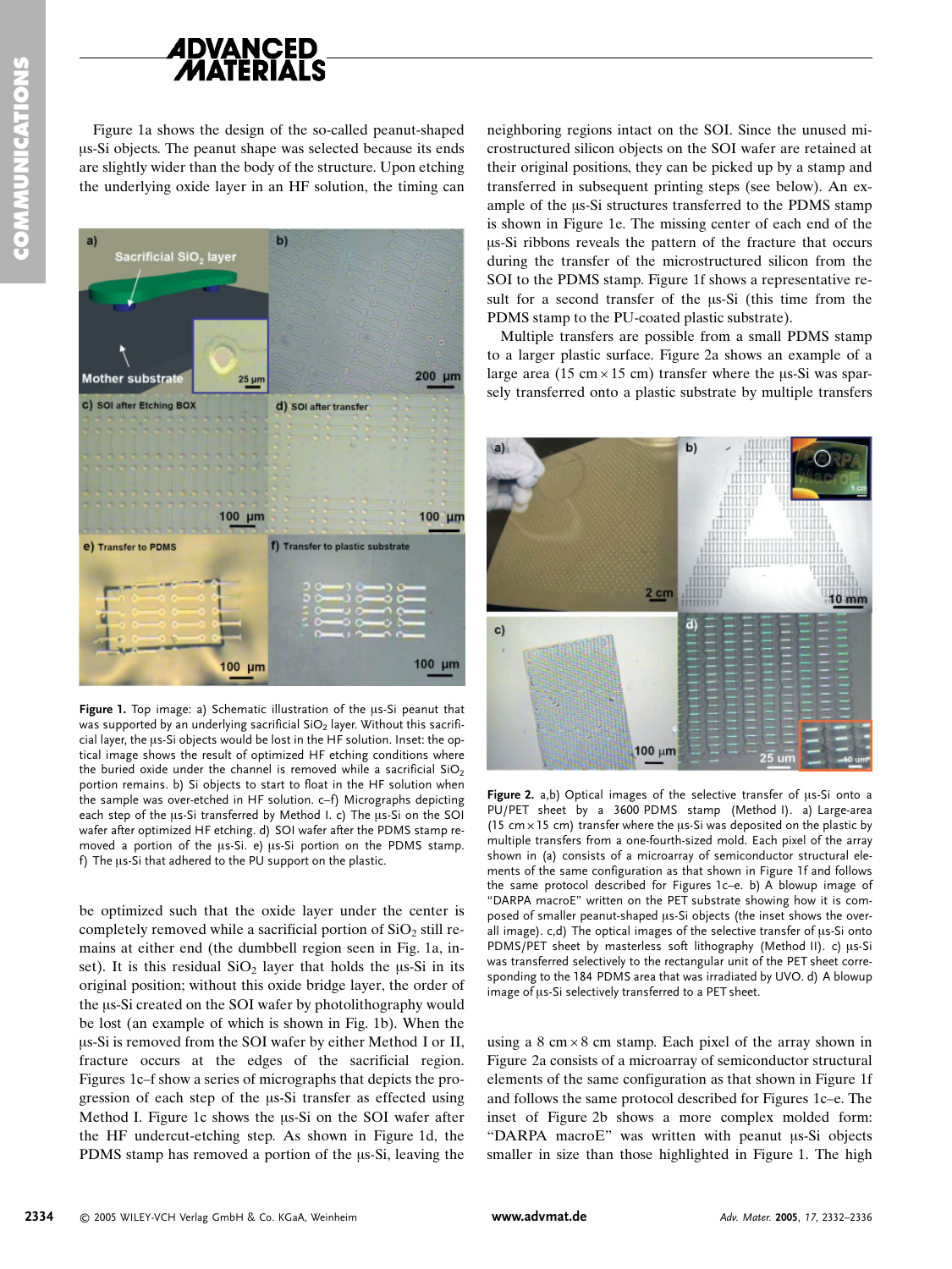Figure 1a shows the design of the so-called peanut-shaped μs-Si objects. The peanut shape was selected because its ends are slightly wider than the body of the structure. Upon etching the underlying oxide layer in an HF solution, the timing can be optimized such that the oxide layer under the center is completely removed while a sacrificial portion of $SiO_2$ still remains at either end (the dumbbell region seen in Fig. 1a, inset). It is this residual $SiO_2$ layer that holds the μs-Si in its original position; without this oxide bridge layer, the order of the μs-Si created on the SOI wafer by photolithography would be lost (an example of which is shown in Fig. 1b). When the μs-Si is removed from the SOI wafer by either Method I or II, fracture occurs at the edges of the sacrificial region. Figures 1c–f show a series of micrographs that depicts the progression of each step of the μs-Si transfer as effected using Method I. Figure 1c shows the μs-Si on the SOI wafer after the HF undercut-etching step. As shown in Figure 1d, the PDMS stamp has removed a portion of the μs-Si, leaving the neighboring regions intact on the SOI. Since the unused microstructured silicon objects on the SOI wafer are retained at their original positions, they can be picked up by a stamp and transferred in subsequent printing steps (see below). An example of the μs-Si structures transferred to the PDMS stamp is shown in Figure 1e. The missing center of each end of the μs-Si ribbons reveals the pattern of the fracture that occurs during the transfer of the microstructured silicon from the SOI to the PDMS stamp. Figure 1f shows a representative result for a second transfer of the μs-Si (this time from the PDMS stamp to the PU-coated plastic substrate).

**Figure 1.** Top image: a) Schematic illustration of the μs-Si peanut that was supported by an underlying sacrificial $SiO_2$ layer. Without this sacrificial layer, the μs-Si objects would be lost in the HF solution. Inset: the optical image shows the result of optimized HF etching conditions where the buried oxide under the channel is removed while a sacrificial $SiO_2$ portion remains. b) Si objects to start to float in the HF solution when the sample was over-etched in HF solution. c–f) Micrographs depicting each step of the μs-Si transferred by Method I. c) The μs-Si on the SOI wafer after optimized HF etching. d) SOI wafer after the PDMS stamp removed a portion of the μs-Si. e) μs-Si portion on the PDMS stamp. f) The μs-Si that adhered to the PU support on the plastic.

Multiple transfers are possible from a small PDMS stamp to a larger plastic surface. Figure 2a shows an example of a large area (15 cm × 15 cm) transfer where the μs-Si was sparsely transferred onto a plastic substrate by multiple transfers using a 8 cm × 8 cm stamp. Each pixel of the array shown in Figure 2a consists of a microarray of semiconductor structural elements of the same configuration as that shown in Figure 1f and follows the same protocol described for Figures 1c–e. The inset of Figure 2b shows a more complex molded form: "DARPA macroE" was written with peanut μs-Si objects smaller in size than those highlighted in Figure 1. The high

**Figure 2.** a,b) Optical images of the selective transfer of μs-Si onto a PU/PET sheet by a 3600 PDMS stamp (Method I). a) Large-area (15 cm × 15 cm) transfer where the μs-Si was deposited on the plastic by multiple transfers from a one-fourth-sized mold. Each pixel of the array shown in (a) consists of a microarray of semiconductor structural elements of the same configuration as that shown in Figure 1f and follows the same protocol described for Figures 1c–e. b) A blowup image of "DARPA macroE" written on the PET substrate showing how it is composed of smaller peanut-shaped μs-Si objects (the inset shows the overall image). c,d) The optical images of the selective transfer of μs-Si onto PDMS/PET sheet by masterless soft lithography (Method II). c) μs-Si was transferred selectively to the rectangular unit of the PET sheet corresponding to the 184 PDMS area that was irradiated by UVO. d) A blowup image of μs-Si selectively transferred to a PET sheet.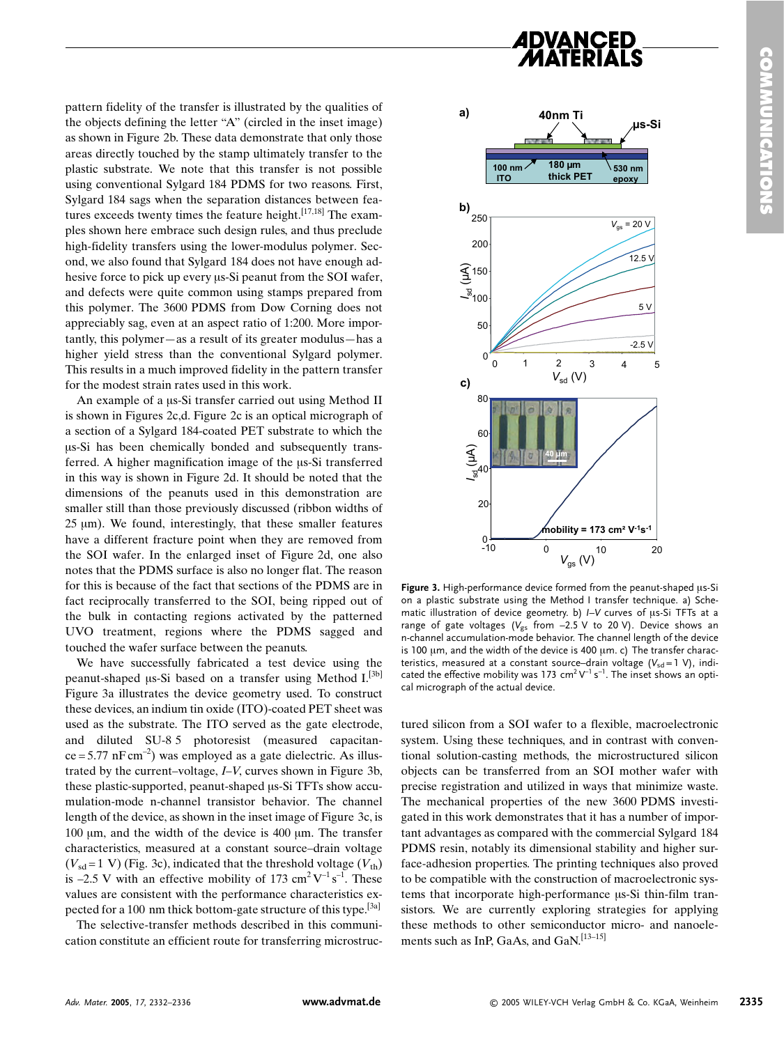pattern fidelity of the transfer is illustrated by the qualities of the objects defining the letter "A" (circled in the inset image) as shown in Figure 2b. These data demonstrate that only those areas directly touched by the stamp ultimately transfer to the plastic substrate. We note that this transfer is not possible using conventional Sylgard 184 PDMS for two reasons. First, Sylgard 184 sags when the separation distances between features exceeds twenty times the feature height.[17,18] The examples shown here embrace such design rules, and thus preclude high-fidelity transfers using the lower-modulus polymer. Second, we also found that Sylgard 184 does not have enough adhesive force to pick up every µs-Si peanut from the SOI wafer, and defects were quite common using stamps prepared from this polymer. The 3600 PDMS from Dow Corning does not appreciably sag, even at an aspect ratio of 1:200. More importantly, this polymer—as a result of its greater modulus—has a higher yield stress than the conventional Sylgard polymer. This results in a much improved fidelity in the pattern transfer for the modest strain rates used in this work.

An example of a µs-Si transfer carried out using Method II is shown in Figures 2c,d. Figure 2c is an optical micrograph of a section of a Sylgard 184-coated PET substrate to which the µs-Si has been chemically bonded and subsequently transferred. A higher magnification image of the µs-Si transferred in this way is shown in Figure 2d. It should be noted that the dimensions of the peanuts used in this demonstration are smaller still than those previously discussed (ribbon widths of 25 µm). We found, interestingly, that these smaller features have a different fracture point when they are removed from the SOI wafer. In the enlarged inset of Figure 2d, one also notes that the PDMS surface is also no longer flat. The reason for this is because of the fact that sections of the PDMS are in fact reciprocally transferred to the SOI, being ripped out of the bulk in contacting regions activated by the patterned UVO treatment, regions where the PDMS sagged and touched the wafer surface between the peanuts.

We have successfully fabricated a test device using the peanut-shaped µs-Si based on a transfer using Method I.[3b] Figure 3a illustrates the device geometry used. To construct these devices, an indium tin oxide (ITO)-coated PET sheet was used as the substrate. The ITO served as the gate electrode, and diluted SU-8 5 photoresist (measured capacitance = 5.77 nF cm$^{-2}$) was employed as a gate dielectric. As illustrated by the current–voltage, *I–V*, curves shown in Figure 3b, these plastic-supported, peanut-shaped µs-Si TFTs show accumulation-mode n-channel transistor behavior. The channel length of the device, as shown in the inset image of Figure 3c, is 100 µm, and the width of the device is 400 µm. The transfer characteristics, measured at a constant source–drain voltage ($V_{sd}$ = 1 V) (Fig. 3c), indicated that the threshold voltage ($V_{th}$) is –2.5 V with an effective mobility of 173 cm$^2$ V$^{-1}$ s$^{-1}$. These values are consistent with the performance characteristics expected for a 100 nm thick bottom-gate structure of this type.[3a]

The selective-transfer methods described in this communication constitute an efficient route for transferring microstructured silicon from a SOI wafer to a flexible, macroelectronic system. Using these techniques, and in contrast with conventional solution-casting methods, the microstructured silicon objects can be transferred from an SOI mother wafer with precise registration and utilized in ways that minimize waste. The mechanical properties of the new 3600 PDMS investigated in this work demonstrates that it has a number of important advantages as compared with the commercial Sylgard 184 PDMS resin, notably its dimensional stability and higher surface-adhesion properties. The printing techniques also proved to be compatible with the construction of macroelectronic systems that incorporate high-performance µs-Si thin-film transistors. We are currently exploring strategies for applying these methods to other semiconductor micro- and nanoelements such as InP, GaAs, and GaN.[13–15]

**Figure 3.** High-performance device formed from the peanut-shaped µs-Si on a plastic substrate using the Method I transfer technique. a) Schematic illustration of device geometry. b) *I–V* curves of µs-Si TFTs at a range of gate voltages ($V_{gs}$ from –2.5 V to 20 V). Device shows an n-channel accumulation-mode behavior. The channel length of the device is 100 µm, and the width of the device is 400 µm. c) The transfer characteristics, measured at a constant source–drain voltage ($V_{sd}$ = 1 V), indicated the effective mobility was 173 cm$^2$ V$^{-1}$ s$^{-1}$. The inset shows an optical micrograph of the actual device.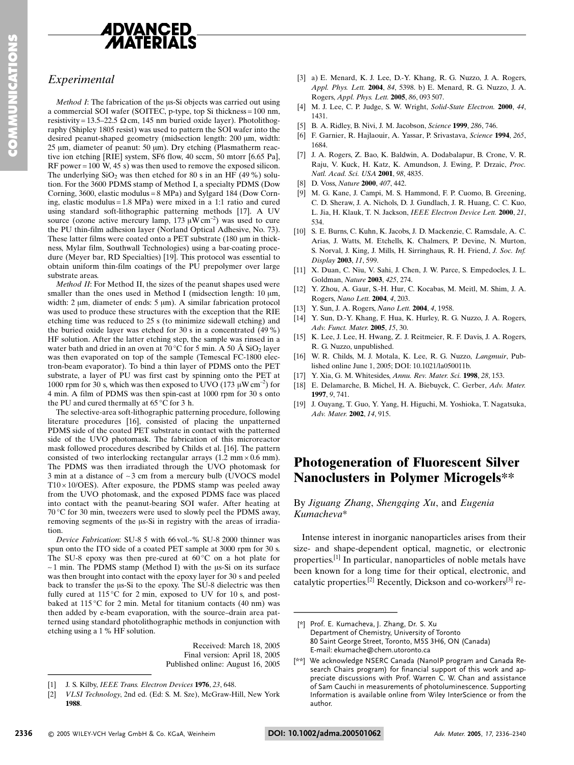## Experimental

*Method I*: The fabrication of the μs-Si objects was carried out using a commercial SOI wafer (SOITEC, p-type, top Si thickness = 100 nm, resistivity = 13.5–22.5 Ω cm, 145 nm buried oxide layer). Photolithography (Shipley 1805 resist) was used to pattern the SOI wafer into the desired peanut-shaped geometry (midsection length: 200 μm, width: 25 μm, diameter of peanut: 50 μm). Dry etching (Plasmatherm reactive ion etching [RIE] system, SF6 flow, 40 sccm, 50 mtorr [6.65 Pa], RF power = 100 W, 45 s) was then used to remove the exposed silicon. The underlying $SiO_2$ was then etched for 80 s in an HF (49 %) solution. For the 3600 PDMS stamp of Method I, a specialty PDMS (Dow Corning, 3600, elastic modulus = 8 MPa) and Sylgard 184 (Dow Corning, elastic modulus = 1.8 MPa) were mixed in a 1:1 ratio and cured using standard soft-lithographic patterning methods [17]. A UV source (ozone active mercury lamp, 173 μW cm$^{-2}$) was used to cure the PU thin-film adhesion layer (Norland Optical Adhesive, No. 73). These latter films were coated onto a PET substrate (180 μm in thickness, Mylar film, Southwall Technologies) using a bar-coating procedure (Meyer bar, RD Specialties) [19]. This protocol was essential to obtain uniform thin-film coatings of the PU prepolymer over large substrate areas.

*Method II*: For Method II, the sizes of the peanut shapes used were smaller than the ones used in Method I (midsection length: 10 μm, width: 2 μm, diameter of ends: 5 μm). A similar fabrication protocol was used to produce these structures with the exception that the RIE etching time was reduced to 25 s (to minimize sidewall etching) and the buried oxide layer was etched for 30 s in a concentrated (49 %) HF solution. After the latter etching step, the sample was rinsed in a water bath and dried in an oven at 70 °C for 5 min. A 50 Å $SiO_2$ layer was then evaporated on top of the sample (Temescal FC-1800 electron-beam evaporator). To bind a thin layer of PDMS onto the PET substrate, a layer of PU was first cast by spinning onto the PET at 1000 rpm for 30 s, which was then exposed to UVO (173 μW cm$^{-2}$) for 4 min. A film of PDMS was then spin-cast at 1000 rpm for 30 s onto the PU and cured thermally at 65 °C for 3 h.

The selective-area soft-lithographic patterning procedure, following literature procedures [16], consisted of placing the unpatterned PDMS side of the coated PET substrate in contact with the patterned side of the UVO photomask. The fabrication of this microreactor mask followed procedures described by Childs et al. [16]. The pattern consisted of two interlocking rectangular arrays (1.2 mm × 0.6 mm). The PDMS was then irradiated through the UVO photomask for 10 min at a distance of ~3 cm from a mercury bulb (UVOCS model T10 × 10/OES). After exposure, the PDMS stamp was peeled away from the UVO photomask, and the exposed PDMS face was placed into contact with the peanut-bearing SOI wafer. After heating at 70 °C for 30 min, tweezers were used to slowly peel the PDMS away, removing segments of the μs-Si in registry with the areas of irradiation.

*Device Fabrication*: SU-8 5 with 66 vol.-% SU-8 2000 thinner was spun onto the ITO side of a coated PET sample at 3000 rpm for 30 s. The SU-8 epoxy was then pre-cured at 60 °C on a hot plate for ~1 min. The PDMS stamp (Method I) with the μs-Si on its surface was then brought into contact with the epoxy layer for 30 s and peeled back to transfer the μs-Si to the epoxy. The SU-8 dielectric was then fully cured at 115 °C for 2 min, exposed to UV for 10 s, and post-baked at 115 °C for 2 min. Metal for titanium contacts (40 nm) was then added by e-beam evaporation, with the source–drain area patterned using standard photolithographic methods in conjunction with etching using a 1 % HF solution.

Received: March 18, 2005
Final version: April 18, 2005
Published online: August 16, 2005

[1] J. S. Kilby, *IEEE Trans. Electron Devices* **1976**, *23*, 648.
[2] *VLSI Technology*, 2nd ed. (Ed: S. M. Sze), McGraw-Hill, New York **1988**.
[3] a) E. Menard, K. J. Lee, D.-Y. Khang, R. G. Nuzzo, J. A. Rogers, *Appl. Phys. Lett.* **2004**, *84*, 5398. b) E. Menard, R. G. Nuzzo, J. A. Rogers, *Appl. Phys. Lett.* **2005**, *86*, 093 507.
[4] M. J. Lee, C. P. Judge, S. W. Wright, *Solid-State Electron.* **2000**, *44*, 1431.
[5] B. A. Ridley, B. Nivi, J. M. Jacobson, *Science* **1999**, *286*, 746.
[6] F. Garnier, R. Hajlaouir, A. Yassar, P. Srivastava, *Science* **1994**, *265*, 1684.
[7] J. A. Rogers, Z. Bao, K. Baldwin, A. Dodabalapur, B. Crone, V. R. Raju, V. Kuck, H. Katz, K. Amundson, J. Ewing, P. Drzaic, *Proc. Natl. Acad. Sci. USA* **2001**, *98*, 4835.
[8] D. Voss, *Nature* **2000**, *407*, 442.
[9] M. G. Kane, J. Campi, M. S. Hammond, F. P. Cuomo, B. Greening, C. D. Sheraw, J. A. Nichols, D. J. Gundlach, J. R. Huang, C. C. Kuo, L. Jia, H. Klauk, T. N. Jackson, *IEEE Electron Device Lett.* **2000**, *21*, 534.
[10] S. E. Burns, C. Kuhn, K. Jacobs, J. D. Mackenzie, C. Ramsdale, A. C. Arias, J. Watts, M. Etchells, K. Chalmers, P. Devine, N. Murton, S. Norval, J. King, J. Mills, H. Sirringhaus, R. H. Friend, *J. Soc. Inf. Display* **2003**, *11*, 599.
[11] X. Duan, C. Niu, V. Sahi, J. Chen, J. W. Parce, S. Empedocles, J. L. Goldman, *Nature* **2003**, *425*, 274.
[12] Y. Zhou, A. Gaur, S.-H. Hur, C. Kocabas, M. Meitl, M. Shim, J. A. Rogers, *Nano Lett.* **2004**, *4*, 203.
[13] Y. Sun, J. A. Rogers, *Nano Lett.* **2004**, *4*, 1958.
[14] Y. Sun, D.-Y. Khang, F. Hua, K. Hurley, R. G. Nuzzo, J. A. Rogers, *Adv. Funct. Mater.* **2005**, *15*, 30.
[15] K. Lee, J. Lee, H. Hwang, Z. J. Reitmeier, R. F. Davis, J. A. Rogers, R. G. Nuzzo, unpublished.
[16] W. R. Childs, M. J. Motala, K. Lee, R. G. Nuzzo, *Langmuir*, Published online June 1, 2005; DOI: 10.1021/la050011b.
[17] Y. Xia, G. M. Whitesides, *Annu. Rev. Mater. Sci.* **1998**, *28*, 153.
[18] E. Delamarche, B. Michel, H. A. Biebuyck, C. Gerber, *Adv. Mater.* **1997**, *9*, 741.
[19] J. Ouyang, T. Guo, Y. Yang, H. Higuchi, M. Yoshioka, T. Nagatsuka, *Adv. Mater.* **2002**, *14*, 915.

# Photogeneration of Fluorescent Silver Nanoclusters in Polymer Microgels**

By *Jiguang Zhang*, *Shengqing Xu*, and *Eugenia Kumacheva**

Intense interest in inorganic nanoparticles arises from their size- and shape-dependent optical, magnetic, or electronic properties.[1] In particular, nanoparticles of noble metals have been known for a long time for their optical, electronic, and catalytic properties.[2] Recently, Dickson and co-workers[3] re-

[*] Prof. E. Kumacheva, J. Zhang, Dr. S. Xu
Department of Chemistry, University of Toronto
80 Saint George Street, Toronto, M5S 3H6, ON (Canada)
E-mail: ekumache@chem.utoronto.ca

[**] We acknowledge NSERC Canada (NanoIP program and Canada Research Chairs program) for financial support of this work and appreciate discussions with Prof. Warren C. W. Chan and assistance of Sam Cauchi in measurements of photoluminescence. Supporting Information is available online from Wiley InterScience or from the author.